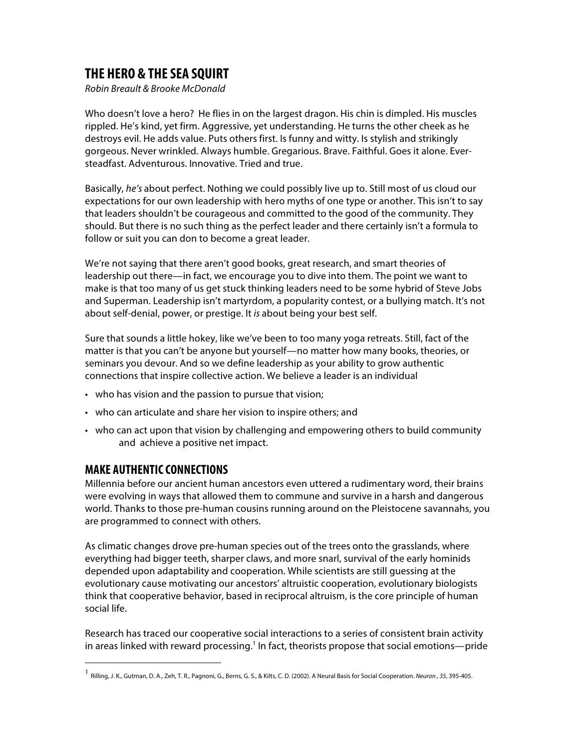# THE HERO & THE SEA SQUIRT

*Robin Breault & Brooke McDonald*

Who doesn't love a hero? He flies in on the largest dragon. His chin is dimpled. His muscles rippled. He's kind, yet firm. Aggressive, yet understanding. He turns the other cheek as he destroys evil. He adds value. Puts others first. Is funny and witty. Is stylish and strikingly gorgeous. Never wrinkled. Always humble. Gregarious. Brave. Faithful. Goes it alone. Ever-steadfast. Adventurous. Innovative. Tried and true.

Basically, *he's* about perfect. Nothing we could possibly live up to. Still most of us cloud our expectations for our own leadership with hero myths of one type or another. This isn't to say that leaders shouldn't be courageous and committed to the good of the community. They should. But there is no such thing as the perfect leader and there certainly isn't a formula to follow or suit you can don to become a great leader.

We're not saying that there aren't good books, great research, and smart theories of leadership out there—in fact, we encourage you to dive into them. The point we want to make is that too many of us get stuck thinking leaders need to be some hybrid of Steve Jobs and Superman. Leadership isn't martyrdom, a popularity contest, or a bullying match. It's not about self-denial, power, or prestige. It *is* about being your best self.

Sure that sounds a little hokey, like we've been to too many yoga retreats. Still, fact of the matter is that you can't be anyone but yourself—no matter how many books, theories, or seminars you devour. And so we define leadership as your ability to grow authentic connections that inspire collective action. We believe a leader is an individual

- who has vision and the passion to pursue that vision;
- who can articulate and share her vision to inspire others; and
- who can act upon that vision by challenging and empowering others to build community and achieve a positive net impact.

## MAKE AUTHENTIC CONNECTIONS

Millennia before our ancient human ancestors even uttered a rudimentary word, their brains were evolving in ways that allowed them to commune and survive in a harsh and dangerous world. Thanks to those pre-human cousins running around on the Pleistocene savannahs, you are programmed to connect with others.

As climatic changes drove pre-human species out of the trees onto the grasslands, where everything had bigger teeth, sharper claws, and more snarl, survival of the early hominids depended upon adaptability and cooperation. While scientists are still guessing at the evolutionary cause motivating our ancestors' altruistic cooperation, evolutionary biologists think that cooperative behavior, based in reciprocal altruism, is the core principle of human social life.

Research has traced our cooperative social interactions to a series of consistent brain activity in areas linked with reward processing.[1] In fact, theorists propose that social emotions—pride

---

[1] Rilling, J. K., Gutman, D. A., Zeh, T. R., Pagnoni, G., Berns, G. S., & Kilts, C. D. (2002). A Neural Basis for Social Cooperation. *Neuron , 35*, 395-405.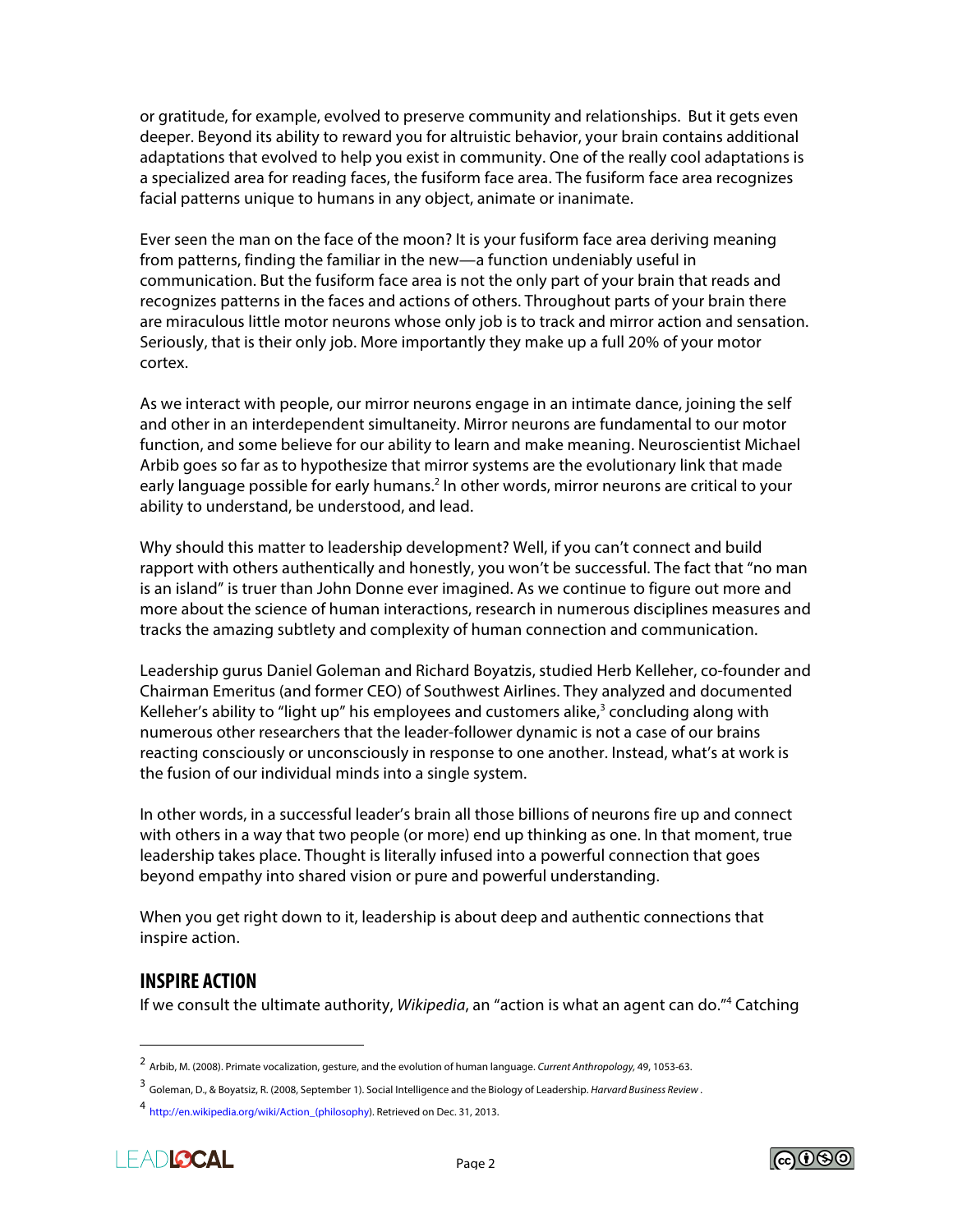or gratitude, for example, evolved to preserve community and relationships. But it gets even deeper. Beyond its ability to reward you for altruistic behavior, your brain contains additional adaptations that evolved to help you exist in community. One of the really cool adaptations is a specialized area for reading faces, the fusiform face area. The fusiform face area recognizes facial patterns unique to humans in any object, animate or inanimate.

Ever seen the man on the face of the moon? It is your fusiform face area deriving meaning from patterns, finding the familiar in the new—a function undeniably useful in communication. But the fusiform face area is not the only part of your brain that reads and recognizes patterns in the faces and actions of others. Throughout parts of your brain there are miraculous little motor neurons whose only job is to track and mirror action and sensation. Seriously, that is their only job. More importantly they make up a full 20% of your motor cortex.

As we interact with people, our mirror neurons engage in an intimate dance, joining the self and other in an interdependent simultaneity. Mirror neurons are fundamental to our motor function, and some believe for our ability to learn and make meaning. Neuroscientist Michael Arbib goes so far as to hypothesize that mirror systems are the evolutionary link that made early language possible for early humans.[2] In other words, mirror neurons are critical to your ability to understand, be understood, and lead.

Why should this matter to leadership development? Well, if you can't connect and build rapport with others authentically and honestly, you won't be successful. The fact that "no man is an island" is truer than John Donne ever imagined. As we continue to figure out more and more about the science of human interactions, research in numerous disciplines measures and tracks the amazing subtlety and complexity of human connection and communication.

Leadership gurus Daniel Goleman and Richard Boyatzis, studied Herb Kelleher, co-founder and Chairman Emeritus (and former CEO) of Southwest Airlines. They analyzed and documented Kelleher's ability to "light up" his employees and customers alike,[3] concluding along with numerous other researchers that the leader-follower dynamic is not a case of our brains reacting consciously or unconsciously in response to one another. Instead, what's at work is the fusion of our individual minds into a single system.

In other words, in a successful leader's brain all those billions of neurons fire up and connect with others in a way that two people (or more) end up thinking as one. In that moment, true leadership takes place. Thought is literally infused into a powerful connection that goes beyond empathy into shared vision or pure and powerful understanding.

When you get right down to it, leadership is about deep and authentic connections that inspire action.

## INSPIRE ACTION

If we consult the ultimate authority, *Wikipedia*, an "action is what an agent can do."[4] Catching

---

[2] Arbib, M. (2008). Primate vocalization, gesture, and the evolution of human language. *Current Anthropology*, 49, 1053-63.

[3] Goleman, D., & Boyatsiz, R. (2008, September 1). Social Intelligence and the Biology of Leadership. *Harvard Business Review*.

[4] http://en.wikipedia.org/wiki/Action_(philosophy). Retrieved on Dec. 31, 2013.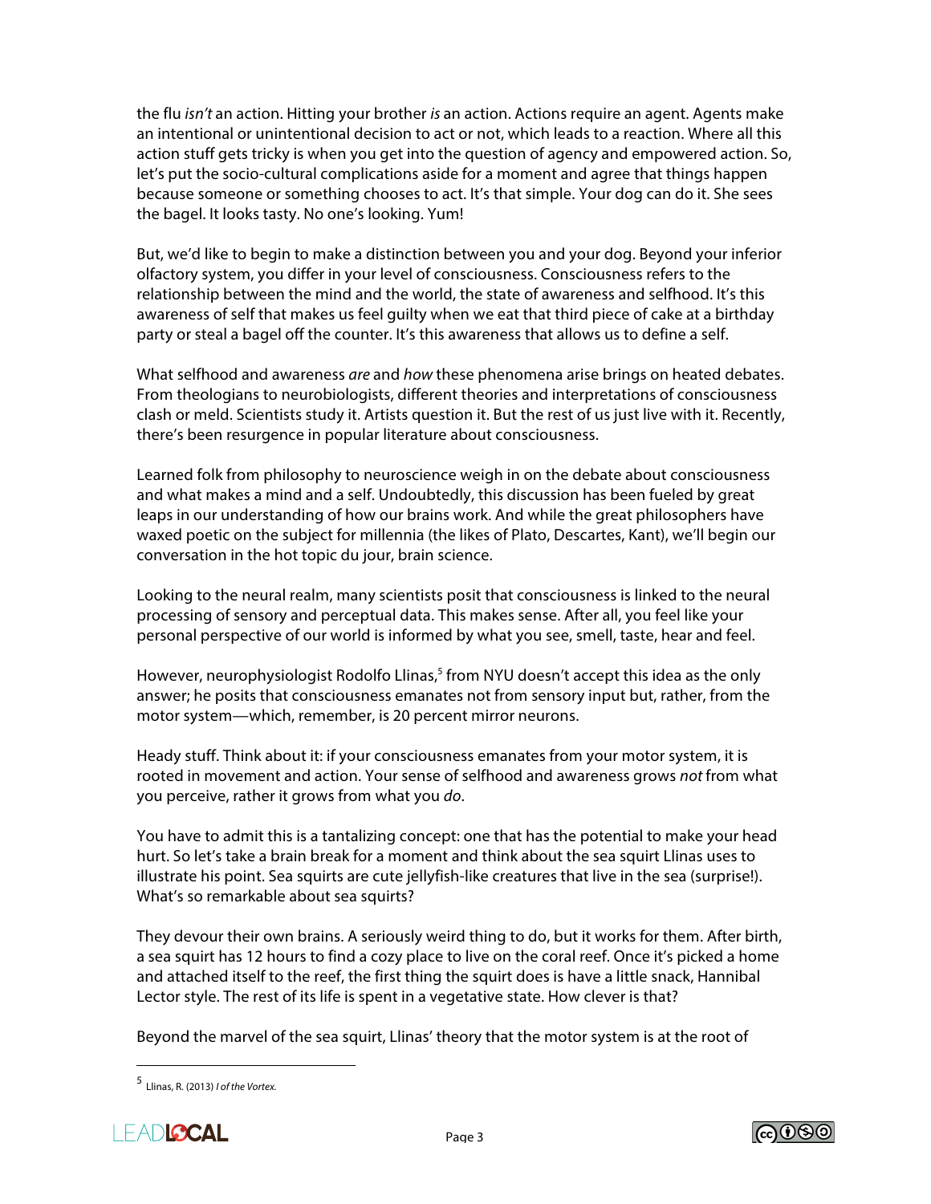the flu *isn't* an action. Hitting your brother *is* an action. Actions require an agent. Agents make an intentional or unintentional decision to act or not, which leads to a reaction. Where all this action stuff gets tricky is when you get into the question of agency and empowered action. So, let's put the socio-cultural complications aside for a moment and agree that things happen because someone or something chooses to act. It's that simple. Your dog can do it. She sees the bagel. It looks tasty. No one's looking. Yum!

But, we'd like to begin to make a distinction between you and your dog. Beyond your inferior olfactory system, you differ in your level of consciousness. Consciousness refers to the relationship between the mind and the world, the state of awareness and selfhood. It's this awareness of self that makes us feel guilty when we eat that third piece of cake at a birthday party or steal a bagel off the counter. It's this awareness that allows us to define a self.

What selfhood and awareness *are* and *how* these phenomena arise brings on heated debates. From theologians to neurobiologists, different theories and interpretations of consciousness clash or meld. Scientists study it. Artists question it. But the rest of us just live with it. Recently, there's been resurgence in popular literature about consciousness.

Learned folk from philosophy to neuroscience weigh in on the debate about consciousness and what makes a mind and a self. Undoubtedly, this discussion has been fueled by great leaps in our understanding of how our brains work. And while the great philosophers have waxed poetic on the subject for millennia (the likes of Plato, Descartes, Kant), we'll begin our conversation in the hot topic du jour, brain science.

Looking to the neural realm, many scientists posit that consciousness is linked to the neural processing of sensory and perceptual data. This makes sense. After all, you feel like your personal perspective of our world is informed by what you see, smell, taste, hear and feel.

However, neurophysiologist Rodolfo Llinas,[5] from NYU doesn't accept this idea as the only answer; he posits that consciousness emanates not from sensory input but, rather, from the motor system—which, remember, is 20 percent mirror neurons.

Heady stuff. Think about it: if your consciousness emanates from your motor system, it is rooted in movement and action. Your sense of selfhood and awareness grows *not* from what you perceive, rather it grows from what you *do*.

You have to admit this is a tantalizing concept: one that has the potential to make your head hurt. So let's take a brain break for a moment and think about the sea squirt Llinas uses to illustrate his point. Sea squirts are cute jellyfish-like creatures that live in the sea (surprise!). What's so remarkable about sea squirts?

They devour their own brains. A seriously weird thing to do, but it works for them. After birth, a sea squirt has 12 hours to find a cozy place to live on the coral reef. Once it's picked a home and attached itself to the reef, the first thing the squirt does is have a little snack, Hannibal Lector style. The rest of its life is spent in a vegetative state. How clever is that?

Beyond the marvel of the sea squirt, Llinas' theory that the motor system is at the root of

---

[5] Llinas, R. (2013) *I of the Vortex.*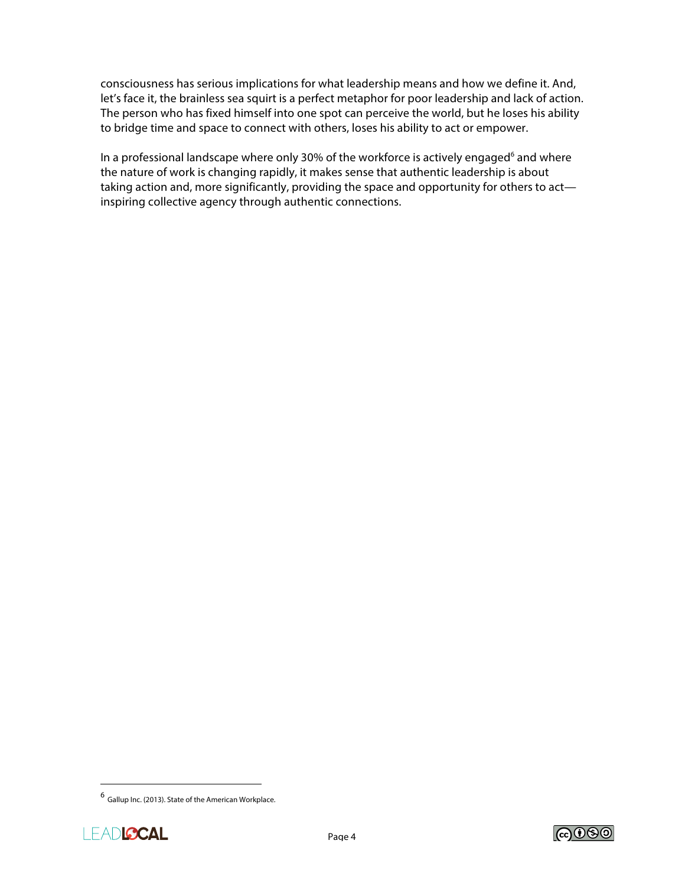consciousness has serious implications for what leadership means and how we define it. And, let's face it, the brainless sea squirt is a perfect metaphor for poor leadership and lack of action. The person who has fixed himself into one spot can perceive the world, but he loses his ability to bridge time and space to connect with others, loses his ability to act or empower.

In a professional landscape where only 30% of the workforce is actively engaged[6] and where the nature of work is changing rapidly, it makes sense that authentic leadership is about taking action and, more significantly, providing the space and opportunity for others to act—inspiring collective agency through authentic connections.

---

[6] Gallup Inc. (2013). State of the American Workplace.